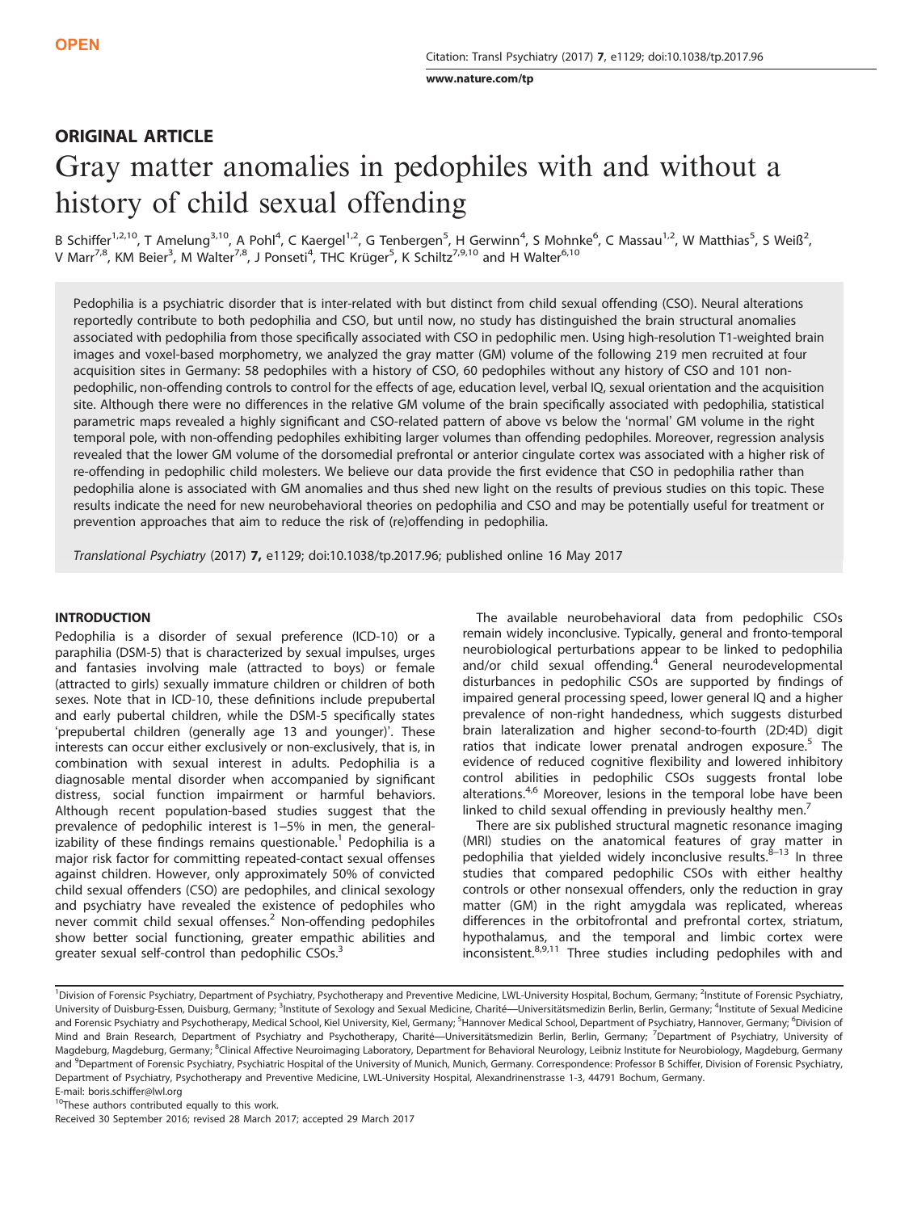OPEN

# ORIGINAL ARTICLE

# Gray matter anomalies in pedophiles with and without a history of child sexual offending

B Schiffer[1,2,10], T Amelung[3,10], A Pohl[4], C Kaergel[1,2], G Tenbergen[5], H Gerwinn[4], S Mohnke[6], C Massau[1,2], W Matthias[5], S Weiß[2], V Marr[7,8], KM Beier[3], M Walter[7,8], J Ponseti[4], THC Krüger[5], K Schiltz[7,9,10] and H Walter[6,10]

Pedophilia is a psychiatric disorder that is inter-related with but distinct from child sexual offending (CSO). Neural alterations reportedly contribute to both pedophilia and CSO, but until now, no study has distinguished the brain structural anomalies associated with pedophilia from those specifically associated with CSO in pedophilic men. Using high-resolution T1-weighted brain images and voxel-based morphometry, we analyzed the gray matter (GM) volume of the following 219 men recruited at four acquisition sites in Germany: 58 pedophiles with a history of CSO, 60 pedophiles without any history of CSO and 101 non-pedophilic, non-offending controls to control for the effects of age, education level, verbal IQ, sexual orientation and the acquisition site. Although there were no differences in the relative GM volume of the brain specifically associated with pedophilia, statistical parametric maps revealed a highly significant and CSO-related pattern of above vs below the 'normal' GM volume in the right temporal pole, with non-offending pedophiles exhibiting larger volumes than offending pedophiles. Moreover, regression analysis revealed that the lower GM volume of the dorsomedial prefrontal or anterior cingulate cortex was associated with a higher risk of re-offending in pedophilic child molesters. We believe our data provide the first evidence that CSO in pedophilia rather than pedophilia alone is associated with GM anomalies and thus shed new light on the results of previous studies on this topic. These results indicate the need for new neurobehavioral theories on pedophilia and CSO and may be potentially useful for treatment or prevention approaches that aim to reduce the risk of (re)offending in pedophilia.

*Translational Psychiatry* (2017) **7,** e1129; doi:10.1038/tp.2017.96; published online 16 May 2017

## INTRODUCTION

Pedophilia is a disorder of sexual preference (ICD-10) or a paraphilia (DSM-5) that is characterized by sexual impulses, urges and fantasies involving male (attracted to boys) or female (attracted to girls) sexually immature children or children of both sexes. Note that in ICD-10, these definitions include prepubertal and early pubertal children, while the DSM-5 specifically states 'prepubertal children (generally age 13 and younger)'. These interests can occur either exclusively or non-exclusively, that is, in combination with sexual interest in adults. Pedophilia is a diagnosable mental disorder when accompanied by significant distress, social function impairment or harmful behaviors. Although recent population-based studies suggest that the prevalence of pedophilic interest is 1–5% in men, the generalizability of these findings remains questionable.[1] Pedophilia is a major risk factor for committing repeated-contact sexual offenses against children. However, only approximately 50% of convicted child sexual offenders (CSO) are pedophiles, and clinical sexology and psychiatry have revealed the existence of pedophiles who never commit child sexual offenses.[2] Non-offending pedophiles show better social functioning, greater empathic abilities and greater sexual self-control than pedophilic CSOs.[3]

The available neurobehavioral data from pedophilic CSOs remain widely inconclusive. Typically, general and fronto-temporal neurobiological perturbations appear to be linked to pedophilia and/or child sexual offending.[4] General neurodevelopmental disturbances in pedophilic CSOs are supported by findings of impaired general processing speed, lower general IQ and a higher prevalence of non-right handedness, which suggests disturbed brain lateralization and higher second-to-fourth (2D:4D) digit ratios that indicate lower prenatal androgen exposure.[5] The evidence of reduced cognitive flexibility and lowered inhibitory control abilities in pedophilic CSOs suggests frontal lobe alterations.[4,6] Moreover, lesions in the temporal lobe have been linked to child sexual offending in previously healthy men.[7]

There are six published structural magnetic resonance imaging (MRI) studies on the anatomical features of gray matter in pedophilia that yielded widely inconclusive results.[8–13] In three studies that compared pedophilic CSOs with either healthy controls or other nonsexual offenders, only the reduction in gray matter (GM) in the right amygdala was replicated, whereas differences in the orbitofrontal and prefrontal cortex, striatum, hypothalamus, and the temporal and limbic cortex were inconsistent.[8,9,11] Three studies including pedophiles with and

[1]Division of Forensic Psychiatry, Department of Psychiatry, Psychotherapy and Preventive Medicine, LWL-University Hospital, Bochum, Germany; [2]Institute of Forensic Psychiatry, University of Duisburg-Essen, Duisburg, Germany; [3]Institute of Sexology and Sexual Medicine, Charité—Universitätsmedizin Berlin, Berlin, Germany; [4]Institute of Sexual Medicine and Forensic Psychiatry and Psychotherapy, Medical School, Kiel University, Kiel, Germany; [5]Hannover Medical School, Department of Psychiatry, Hannover, Germany; [6]Division of Mind and Brain Research, Department of Psychiatry and Psychotherapy, Charité—Universitätsmedizin Berlin, Berlin, Germany; [7]Department of Psychiatry, University of Magdeburg, Magdeburg, Germany; [8]Clinical Affective Neuroimaging Laboratory, Department for Behavioral Neurology, Leibniz Institute for Neurobiology, Magdeburg, Germany and [9]Department of Forensic Psychiatry, Psychiatric Hospital of the University of Munich, Munich, Germany. Correspondence: Professor B Schiffer, Division of Forensic Psychiatry, Department of Psychiatry, Psychotherapy and Preventive Medicine, LWL-University Hospital, Alexandrinenstrasse 1-3, 44791 Bochum, Germany.
E-mail: boris.schiffer@lwl.org

[10]These authors contributed equally to this work.

Received 30 September 2016; revised 28 March 2017; accepted 29 March 2017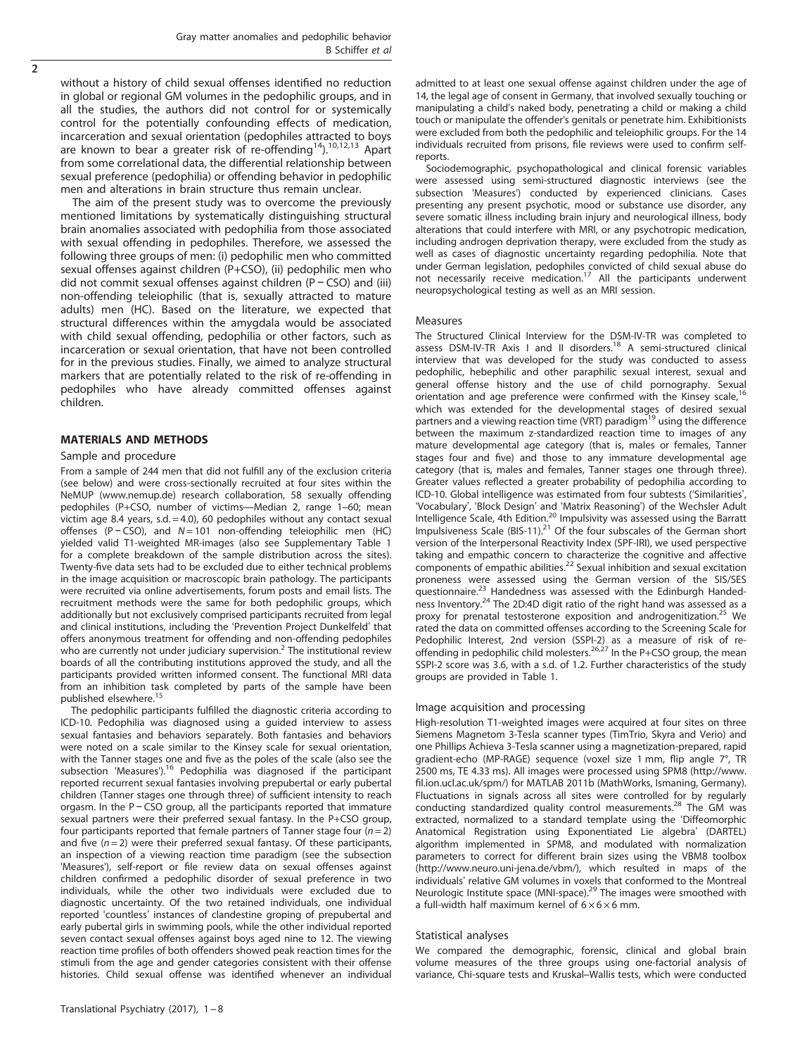without a history of child sexual offenses identified no reduction in global or regional GM volumes in the pedophilic groups, and in all the studies, the authors did not control for or systemically control for the potentially confounding effects of medication, incarceration and sexual orientation (pedophiles attracted to boys are known to bear a greater risk of re-offending[14]).[10,12,13] Apart from some correlational data, the differential relationship between sexual preference (pedophilia) or offending behavior in pedophilic men and alterations in brain structure thus remain unclear.

The aim of the present study was to overcome the previously mentioned limitations by systematically distinguishing structural brain anomalies associated with pedophilia from those associated with sexual offending in pedophiles. Therefore, we assessed the following three groups of men: (i) pedophilic men who committed sexual offenses against children (P+CSO), (ii) pedophilic men who did not commit sexual offenses against children (P − CSO) and (iii) non-offending teleiophilic (that is, sexually attracted to mature adults) men (HC). Based on the literature, we expected that structural differences within the amygdala would be associated with child sexual offending, pedophilia or other factors, such as incarceration or sexual orientation, that have not been controlled for in the previous studies. Finally, we aimed to analyze structural markers that are potentially related to the risk of re-offending in pedophiles who have already committed offenses against children.

## MATERIALS AND METHODS

### Sample and procedure

From a sample of 244 men that did not fulfill any of the exclusion criteria (see below) and were cross-sectionally recruited at four sites within the NeMUP (www.nemup.de) research collaboration, 58 sexually offending pedophiles (P+CSO, number of victims—Median 2, range 1–60; mean victim age 8.4 years, s.d. = 4.0), 60 pedophiles without any contact sexual offenses (P − CSO), and $N = 101$ non-offending teleiophilic men (HC) yielded valid T1-weighted MR-images (also see Supplementary Table 1 for a complete breakdown of the sample distribution across the sites). Twenty-five data sets had to be excluded due to either technical problems in the image acquisition or macroscopic brain pathology. The participants were recruited via online advertisements, forum posts and email lists. The recruitment methods were the same for both pedophilic groups, which additionally but not exclusively comprised participants recruited from legal and clinical institutions, including the 'Prevention Project Dunkelfeld' that offers anonymous treatment for offending and non-offending pedophiles who are currently not under judiciary supervision.[2] The institutional review boards of all the contributing institutions approved the study, and all the participants provided written informed consent. The functional MRI data from an inhibition task completed by parts of the sample have been published elsewhere.[15]

The pedophilic participants fulfilled the diagnostic criteria according to ICD-10. Pedophilia was diagnosed using a guided interview to assess sexual fantasies and behaviors separately. Both fantasies and behaviors were noted on a scale similar to the Kinsey scale for sexual orientation, with the Tanner stages one and five as the poles of the scale (also see the subsection 'Measures').[16] Pedophilia was diagnosed if the participant reported recurrent sexual fantasies involving prepubertal or early pubertal children (Tanner stages one through three) of sufficient intensity to reach orgasm. In the P − CSO group, all the participants reported that immature sexual partners were their preferred sexual fantasy. In the P+CSO group, four participants reported that female partners of Tanner stage four ($n = 2$) and five ($n = 2$) were their preferred sexual fantasy. Of these participants, an inspection of a viewing reaction time paradigm (see the subsection 'Measures'), self-report or file review data on sexual offenses against children confirmed a pedophilic disorder of sexual preference in two individuals, while the other two individuals were excluded due to diagnostic uncertainty. Of the two retained individuals, one individual reported 'countless' instances of clandestine groping of prepubertal and early pubertal girls in swimming pools, while the other individual reported seven contact sexual offenses against boys aged nine to 12. The viewing reaction time profiles of both offenders showed peak reaction times for the stimuli from the age and gender categories consistent with their offense histories. Child sexual offense was identified whenever an individual admitted to at least one sexual offense against children under the age of 14, the legal age of consent in Germany, that involved sexually touching or manipulating a child's naked body, penetrating a child or making a child touch or manipulate the offender's genitals or penetrate him. Exhibitionists were excluded from both the pedophilic and teleiophilic groups. For the 14 individuals recruited from prisons, file reviews were used to confirm self-reports.

Sociodemographic, psychopathological and clinical forensic variables were assessed using semi-structured diagnostic interviews (see the subsection 'Measures') conducted by experienced clinicians. Cases presenting any present psychotic, mood or substance use disorder, any severe somatic illness including brain injury and neurological illness, body alterations that could interfere with MRI, or any psychotropic medication, including androgen deprivation therapy, were excluded from the study as well as cases of diagnostic uncertainty regarding pedophilia. Note that under German legislation, pedophiles convicted of child sexual abuse do not necessarily receive medication.[17] All the participants underwent neuropsychological testing as well as an MRI session.

### Measures

The Structured Clinical Interview for the DSM-IV-TR was completed to assess DSM-IV-TR Axis I and II disorders.[18] A semi-structured clinical interview that was developed for the study was conducted to assess pedophilic, hebephilic and other paraphilic sexual interest, sexual and general offense history and the use of child pornography. Sexual orientation and age preference were confirmed with the Kinsey scale,[16] which was extended for the developmental stages of desired sexual partners and a viewing reaction time (VRT) paradigm[19] using the difference between the maximum z-standardized reaction time to images of any mature developmental age category (that is, males or females, Tanner stages four and five) and those to any immature developmental age category (that is, males and females, Tanner stages one through three). Greater values reflected a greater probability of pedophilia according to ICD-10. Global intelligence was estimated from four subtests ('Similarities', 'Vocabulary', 'Block Design' and 'Matrix Reasoning') of the Wechsler Adult Intelligence Scale, 4th Edition.[20] Impulsivity was assessed using the Barratt Impulsiveness Scale (BIS-11).[21] Of the four subscales of the German short version of the Interpersonal Reactivity Index (SPF-IRI), we used perspective taking and empathic concern to characterize the cognitive and affective components of empathic abilities.[22] Sexual inhibition and sexual excitation proneness were assessed using the German version of the SIS/SES questionnaire.[23] Handedness was assessed with the Edinburgh Handedness Inventory.[24] The 2D:4D digit ratio of the right hand was assessed as a proxy for prenatal testosterone exposition and androgenitization.[25] We rated the data on committed offenses according to the Screening Scale for Pedophilic Interest, 2nd version (SSPI-2) as a measure of risk of re-offending in pedophilic child molesters.[26,27] In the P+CSO group, the mean SSPI-2 score was 3.6, with a s.d. of 1.2. Further characteristics of the study groups are provided in Table 1.

### Image acquisition and processing

High-resolution T1-weighted images were acquired at four sites on three Siemens Magnetom 3-Tesla scanner types (TimTrio, Skyra and Verio) and one Phillips Achieva 3-Tesla scanner using a magnetization-prepared, rapid gradient-echo (MP-RAGE) sequence (voxel size 1 mm, flip angle 7°, TR 2500 ms, TE 4.33 ms). All images were processed using SPM8 (http://www.fil.ion.ucl.ac.uk/spm/) for MATLAB 2011b (MathWorks, Ismaning, Germany). Fluctuations in signals across all sites were controlled for by regularly conducting standardized quality control measurements.[28] The GM was extracted, normalized to a standard template using the 'Diffeomorphic Anatomical Registration using Exponentiated Lie algebra' (DARTEL) algorithm implemented in SPM8, and modulated with normalization parameters to correct for different brain sizes using the VBM8 toolbox (http://www.neuro.uni-jena.de/vbm/), which resulted in maps of the individuals' relative GM volumes in voxels that conformed to the Montreal Neurologic Institute space (MNI-space).[29] The images were smoothed with a full-width half maximum kernel of 6 × 6 × 6 mm.

### Statistical analyses

We compared the demographic, forensic, clinical and global brain volume measures of the three groups using one-factorial analysis of variance, Chi-square tests and Kruskal–Wallis tests, which were conducted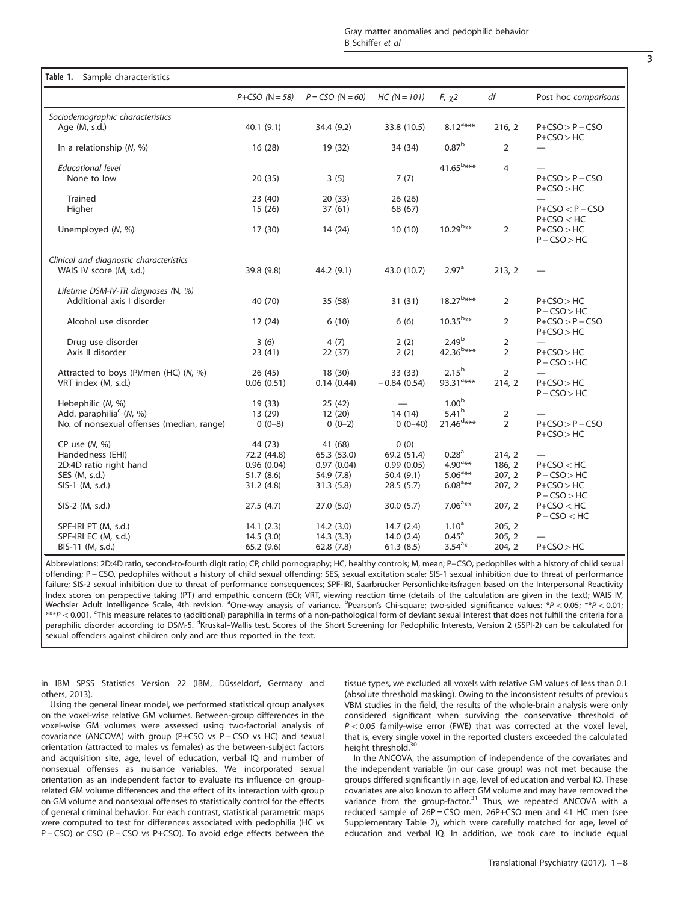**Table 1.** Sample characteristics

| | P+CSO (N = 58) | P − CSO (N = 60) | HC (N = 101) | F, $\chi 2$ | df | Post hoc comparisons |
|---|---|---|---|---|---|---|
| *Sociodemographic characteristics* | | | | | | |
| Age (M, s.d.) | 40.1 (9.1) | 34.4 (9.2) | 33.8 (10.5) | 8.12[a]*** | 216, 2 | P+CSO > P − CSO P+CSO > HC |
| In a relationship (N, %) | 16 (28) | 19 (32) | 34 (34) | 0.87[b] | 2 | — |
| *Educational level* | | | | 41.65[b]*** | 4 | — |
| None to low | 20 (35) | 3 (5) | 7 (7) | | | P+CSO > P − CSO P+CSO > HC |
| Trained | 23 (40) | 20 (33) | 26 (26) | | | — |
| Higher | 15 (26) | 37 (61) | 68 (67) | | | P+CSO < P − CSO P+CSO < HC |
| Unemployed (N, %) | 17 (30) | 14 (24) | 10 (10) | 10.29[b]** | 2 | P+CSO > HC P − CSO > HC |
| *Clinical and diagnostic characteristics* | | | | | | |
| WAIS IV score (M, s.d.) | 39.8 (9.8) | 44.2 (9.1) | 43.0 (10.7) | 2.97[a] | 213, 2 | — |
| *Lifetime DSM-IV-TR diagnoses (N, %)* | | | | | | |
| Additional axis I disorder | 40 (70) | 35 (58) | 31 (31) | 18.27[b]*** | 2 | P+CSO > HC P − CSO > HC |
| Alcohol use disorder | 12 (24) | 6 (10) | 6 (6) | 10.35[b]** | 2 | P+CSO > P − CSO P+CSO > HC |
| Drug use disorder | 3 (6) | 4 (7) | 2 (2) | 2.49[b] | 2 | — |
| Axis II disorder | 23 (41) | 22 (37) | 2 (2) | 42.36[b]*** | 2 | P+CSO > HC P − CSO > HC |
| Attracted to boys (P)/men (HC) (N, %) | 26 (45) | 18 (30) | 33 (33) | 2.15[b] | 2 | — |
| VRT index (M, s.d.) | 0.06 (0.51) | 0.14 (0.44) | − 0.84 (0.54) | 93.31[a]*** | 214, 2 | P+CSO > HC P − CSO > HC |
| Hebephilic (N, %) | 19 (33) | 25 (42) | — | 1.00[b] | | |
| Add. paraphilia[c] (N, %) | 13 (29) | 12 (20) | 14 (14) | 5.41[b] | 2 | — |
| No. of nonsexual offenses (median, range) | 0 (0–8) | 0 (0–2) | 0 (0–40) | 21.46[d]*** | 2 | P+CSO > P − CSO P+CSO > HC |
| CP use (N, %) | 44 (73) | 41 (68) | 0 (0) | | | |
| Handedness (EHI) | 72.2 (44.8) | 65.3 (53.0) | 69.2 (51.4) | 0.28[a] | 214, 2 | — |
| 2D:4D ratio right hand | 0.96 (0.04) | 0.97 (0.04) | 0.99 (0.05) | 4.90[a]** | 186, 2 | P+CSO < HC |
| SES (M, s.d.) | 51.7 (8.6) | 54.9 (7.8) | 50.4 (9.1) | 5.06[a]** | 207, 2 | P − CSO > HC |
| SIS-1 (M, s.d.) | 31.2 (4.8) | 31.3 (5.8) | 28.5 (5.7) | 6.08[a]** | 207, 2 | P+CSO > HC P − CSO > HC |
| SIS-2 (M, s.d.) | 27.5 (4.7) | 27.0 (5.0) | 30.0 (5.7) | 7.06[a]** | 207, 2 | P+CSO < HC P − CSO < HC |
| SPF-IRI PT (M, s.d.) | 14.1 (2.3) | 14.2 (3.0) | 14.7 (2.4) | 1.10[a] | 205, 2 | |
| SPF-IRI EC (M, s.d.) | 14.5 (3.0) | 14.3 (3.3) | 14.0 (2.4) | 0.45[a] | 205, 2 | — |
| BIS-11 (M, s.d.) | 65.2 (9.6) | 62.8 (7.8) | 61.3 (8.5) | 3.54[a]* | 204, 2 | P+CSO > HC |

Abbreviations: 2D:4D ratio, second-to-fourth digit ratio; CP, child pornography; HC, healthy controls; M, mean; P+CSO, pedophiles with a history of child sexual offending; P − CSO, pedophiles without a history of child sexual offending; SES, sexual excitation scale; SIS-1 sexual inhibition due to threat of performance failure; SIS-2 sexual inhibition due to threat of performance consequences; SPF-IRI, Saarbrücker Persönlichkeitsfragen based on the Interpersonal Reactivity Index scores on perspective taking (PT) and empathic concern (EC); VRT, viewing reaction time (details of the calculation are given in the text); WAIS IV, Wechsler Adult Intelligence Scale, 4th revision. [a]One-way anaysis of variance. [b]Pearson's Chi-square; two-sided significance values: *$P < 0.05$; **$P < 0.01$; ***$P < 0.001$. [c]This measure relates to (additional) paraphilia in terms of a non-pathological form of deviant sexual interest that does not fulfill the criteria for a paraphilic disorder according to DSM-5. [d]Kruskal–Wallis test. Scores of the Short Screening for Pedophilic Interests, Version 2 (SSPI-2) can be calculated for sexual offenders against children only and are thus reported in the text.

in IBM SPSS Statistics Version 22 (IBM, Düsseldorf, Germany and others, 2013).

Using the general linear model, we performed statistical group analyses on the voxel-wise relative GM volumes. Between-group differences in the voxel-wise GM volumes were assessed using two-factorial analysis of covariance (ANCOVA) with group (P+CSO vs P − CSO vs HC) and sexual orientation (attracted to males vs females) as the between-subject factors and acquisition site, age, level of education, verbal IQ and number of nonsexual offenses as nuisance variables. We incorporated sexual orientation as an independent factor to evaluate its influence on group-related GM volume differences and the effect of its interaction with group on GM volume and nonsexual offenses to statistically control for the effects of general criminal behavior. For each contrast, statistical parametric maps were computed to test for differences associated with pedophilia (HC vs P − CSO) or CSO (P − CSO vs P+CSO). To avoid edge effects between the tissue types, we excluded all voxels with relative GM values of less than 0.1 (absolute threshold masking). Owing to the inconsistent results of previous VBM studies in the field, the results of the whole-brain analysis were only considered significant when surviving the conservative threshold of $P < 0.05$ family-wise error (FWE) that was corrected at the voxel level, that is, every single voxel in the reported clusters exceeded the calculated height threshold.[30]

In the ANCOVA, the assumption of independence of the covariates and the independent variable (in our case group) was not met because the groups differed significantly in age, level of education and verbal IQ. These covariates are also known to affect GM volume and may have removed the variance from the group-factor.[31] Thus, we repeated ANCOVA with a reduced sample of 26P − CSO men, 26P+CSO men and 41 HC men (see Supplementary Table 2), which were carefully matched for age, level of education and verbal IQ. In addition, we took care to include equal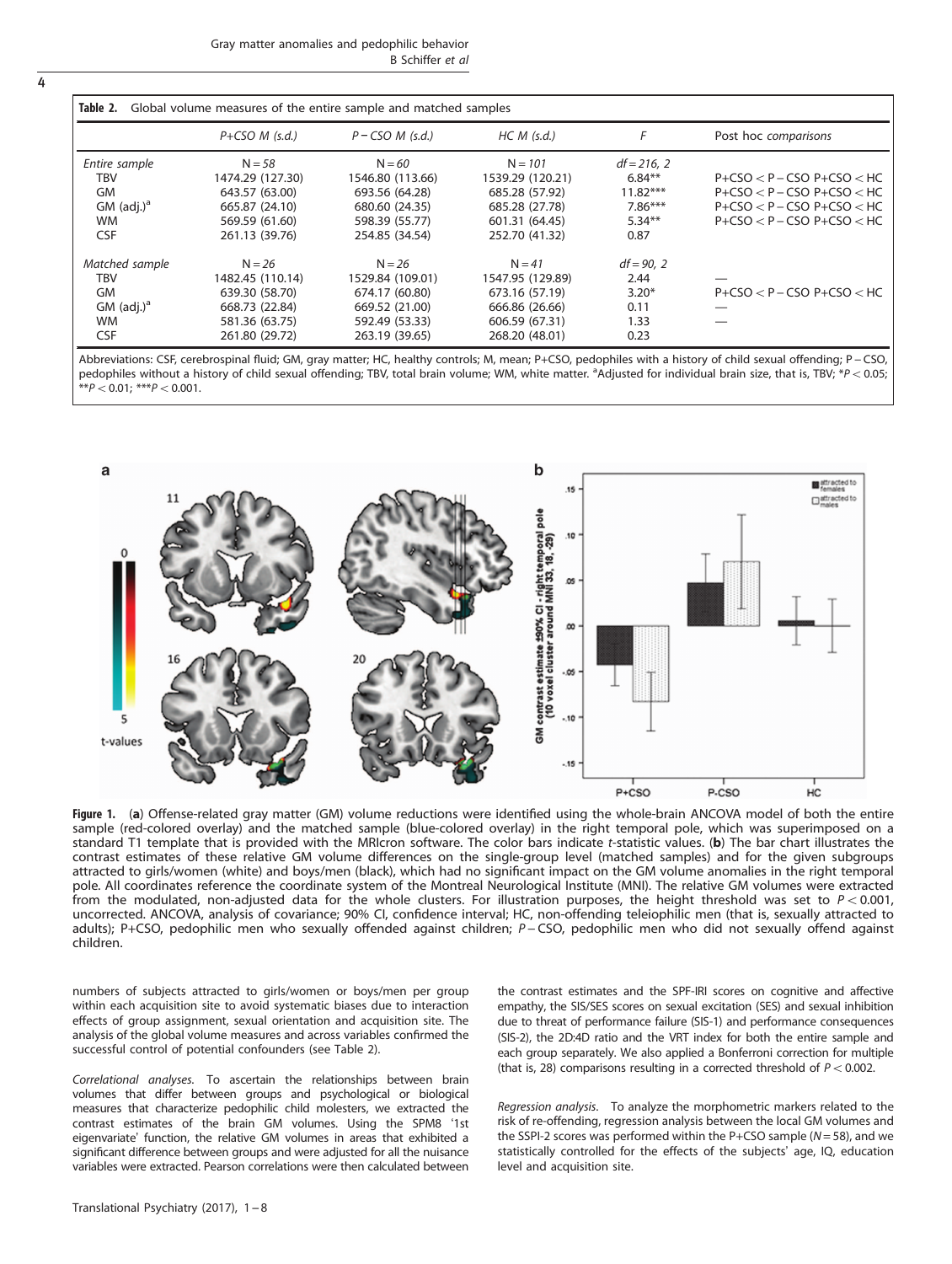**Table 2.** Global volume measures of the entire sample and matched samples

| | P+CSO M (s.d.) | P − CSO M (s.d.) | HC M (s.d.) | F | Post hoc comparisons |
|---|---|---|---|---|---|
| *Entire sample* | N = 58 | N = 60 | N = 101 | df = 216, 2 | |
| TBV | 1474.29 (127.30) | 1546.80 (113.66) | 1539.29 (120.21) | 6.84** | P+CSO < P − CSO P+CSO < HC |
| GM | 643.57 (63.00) | 693.56 (64.28) | 685.28 (57.92) | 11.82*** | P+CSO < P − CSO P+CSO < HC |
| GM (adj.)[a] | 665.87 (24.10) | 680.60 (24.35) | 685.28 (27.78) | 7.86*** | P+CSO < P − CSO P+CSO < HC |
| WM | 569.59 (61.60) | 598.39 (55.77) | 601.31 (64.45) | 5.34** | P+CSO < P − CSO P+CSO < HC |
| CSF | 261.13 (39.76) | 254.85 (34.54) | 252.70 (41.32) | 0.87 | |
| *Matched sample* | N = 26 | N = 26 | N = 41 | df = 90, 2 | |
| TBV | 1482.45 (110.14) | 1529.84 (109.01) | 1547.95 (129.89) | 2.44 | — |
| GM | 639.30 (58.70) | 674.17 (60.80) | 673.16 (57.19) | 3.20* | P+CSO < P − CSO P+CSO < HC |
| GM (adj.)[a] | 668.73 (22.84) | 669.52 (21.00) | 666.86 (26.66) | 0.11 | — |
| WM | 581.36 (63.75) | 592.49 (53.33) | 606.59 (67.31) | 1.33 | — |
| CSF | 261.80 (29.72) | 263.19 (39.65) | 268.20 (48.01) | 0.23 | |

Abbreviations: CSF, cerebrospinal fluid; GM, gray matter; HC, healthy controls; M, mean; P+CSO, pedophiles with a history of child sexual offending; P − CSO, pedophiles without a history of child sexual offending; TBV, total brain volume; WM, white matter. [a]Adjusted for individual brain size, that is, TBV; *$P < 0.05$; **$P < 0.01$; ***$P < 0.001$.

**Figure 1.** (**a**) Offense-related gray matter (GM) volume reductions were identified using the whole-brain ANCOVA model of both the entire sample (red-colored overlay) and the matched sample (blue-colored overlay) in the right temporal pole, which was superimposed on a standard T1 template that is provided with the MRIcron software. The color bars indicate *t*-statistic values. (**b**) The bar chart illustrates the contrast estimates of these relative GM volume differences on the single-group level (matched samples) and for the given subgroups attracted to girls/women (white) and boys/men (black), which had no significant impact on the GM volume anomalies in the right temporal pole. All coordinates reference the coordinate system of the Montreal Neurological Institute (MNI). The relative GM volumes were extracted from the modulated, non-adjusted data for the whole clusters. For illustration purposes, the height threshold was set to $P < 0.001$, uncorrected. ANCOVA, analysis of covariance; 90% CI, confidence interval; HC, non-offending teleiophilic men (that is, sexually attracted to adults); P+CSO, pedophilic men who sexually offended against children; P − CSO, pedophilic men who did not sexually offend against children.

numbers of subjects attracted to girls/women or boys/men per group within each acquisition site to avoid systematic biases due to interaction effects of group assignment, sexual orientation and acquisition site. The analysis of the global volume measures and across variables confirmed the successful control of potential confounders (see Table 2).

*Correlational analyses.* To ascertain the relationships between brain volumes that differ between groups and psychological or biological measures that characterize pedophilic child molesters, we extracted the contrast estimates of the brain GM volumes. Using the SPM8 '1st eigenvariate' function, the relative GM volumes in areas that exhibited a significant difference between groups and were adjusted for all the nuisance variables were extracted. Pearson correlations were then calculated between the contrast estimates and the SPF-IRI scores on cognitive and affective empathy, the SIS/SES scores on sexual excitation (SES) and sexual inhibition due to threat of performance failure (SIS-1) and performance consequences (SIS-2), the 2D:4D ratio and the VRT index for both the entire sample and each group separately. We also applied a Bonferroni correction for multiple (that is, 28) comparisons resulting in a corrected threshold of $P < 0.002$.

*Regression analysis.* To analyze the morphometric markers related to the risk of re-offending, regression analysis between the local GM volumes and the SSPI-2 scores was performed within the P+CSO sample ($N = 58$), and we statistically controlled for the effects of the subjects' age, IQ, education level and acquisition site.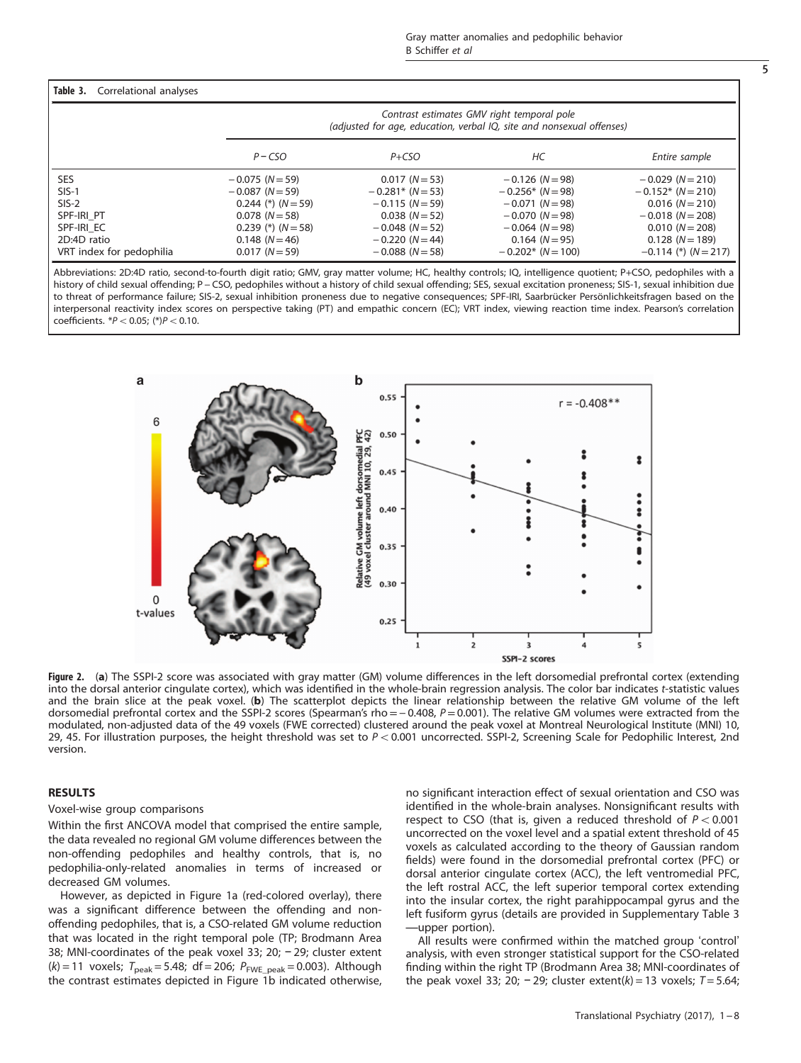**Table 3.** Correlational analyses

| | Contrast estimates GMV right temporal pole (adjusted for age, education, verbal IQ, site and nonsexual offenses) | | | |
|---|---|---|---|---|
| | *P − CSO* | *P+CSO* | *HC* | *Entire sample* |
| SES | −0.075 (N = 59) | 0.017 (N = 53) | −0.126 (N = 98) | −0.029 (N = 210) |
| SIS-1 | −0.087 (N = 59) | −0.281* (N = 53) | −0.256* (N = 98) | −0.152* (N = 210) |
| SIS-2 | 0.244 (*) (N = 59) | −0.115 (N = 59) | −0.071 (N = 98) | 0.016 (N = 210) |
| SPF-IRI_PT | 0.078 (N = 58) | 0.038 (N = 52) | −0.070 (N = 98) | −0.018 (N = 208) |
| SPF-IRI_EC | 0.239 (*) (N = 58) | −0.048 (N = 52) | −0.064 (N = 98) | 0.010 (N = 208) |
| 2D:4D ratio | 0.148 (N = 46) | −0.220 (N = 44) | 0.164 (N = 95) | 0.128 (N = 189) |
| VRT index for pedophilia | 0.017 (N = 59) | −0.088 (N = 58) | −0.202* (N = 100) | −0.114 (*) (N = 217) |

Abbreviations: 2D:4D ratio, second-to-fourth digit ratio; GMV, gray matter volume; HC, healthy controls; IQ, intelligence quotient; P+CSO, pedophiles with a history of child sexual offending; P − CSO, pedophiles without a history of child sexual offending; SES, sexual excitation proneness; SIS-1, sexual inhibition due to threat of performance failure; SIS-2, sexual inhibition proneness due to negative consequences; SPF-IRI, Saarbrücker Persönlichkeitsfragen based on the interpersonal reactivity index scores on perspective taking (PT) and empathic concern (EC); VRT index, viewing reaction time index. Pearson's correlation coefficients. $*P < 0.05$; $(*)P < 0.10$.

**Figure 2.** (**a**) The SSPI-2 score was associated with gray matter (GM) volume differences in the left dorsomedial prefrontal cortex (extending into the dorsal anterior cingulate cortex), which was identified in the whole-brain regression analysis. The color bar indicates *t*-statistic values and the brain slice at the peak voxel. (**b**) The scatterplot depicts the linear relationship between the relative GM volume of the left dorsomedial prefrontal cortex and the SSPI-2 scores (Spearman's rho = − 0.408, $P = 0.001$). The relative GM volumes were extracted from the modulated, non-adjusted data of the 49 voxels (FWE corrected) clustered around the peak voxel at Montreal Neurological Institute (MNI) 10, 29, 45. For illustration purposes, the height threshold was set to $P < 0.001$ uncorrected. SSPI-2, Screening Scale for Pedophilic Interest, 2nd version.

## RESULTS

### Voxel-wise group comparisons

Within the first ANCOVA model that comprised the entire sample, the data revealed no regional GM volume differences between the non-offending pedophiles and healthy controls, that is, no pedophilia-only-related anomalies in terms of increased or decreased GM volumes.

However, as depicted in Figure 1a (red-colored overlay), there was a significant difference between the offending and non-offending pedophiles, that is, a CSO-related GM volume reduction that was located in the right temporal pole (TP; Brodmann Area 38; MNI-coordinates of the peak voxel 33; 20; − 29; cluster extent $(k) = 11$ voxels; $T_{peak} = 5.48$; df = 206; $P_{FWE\_peak} = 0.003$). Although the contrast estimates depicted in Figure 1b indicated otherwise, no significant interaction effect of sexual orientation and CSO was identified in the whole-brain analyses. Nonsignificant results with respect to CSO (that is, given a reduced threshold of $P < 0.001$ uncorrected on the voxel level and a spatial extent threshold of 45 voxels as calculated according to the theory of Gaussian random fields) were found in the dorsomedial prefrontal cortex (PFC) or dorsal anterior cingulate cortex (ACC), the left ventromedial PFC, the left rostral ACC, the left superior temporal cortex extending into the insular cortex, the right parahippocampal gyrus and the left fusiform gyrus (details are provided in Supplementary Table 3—upper portion).

All results were confirmed within the matched group 'control' analysis, with even stronger statistical support for the CSO-related finding within the right TP (Brodmann Area 38; MNI-coordinates of the peak voxel 33; 20; − 29; cluster extent$(k) = 13$ voxels; $T = 5.64$;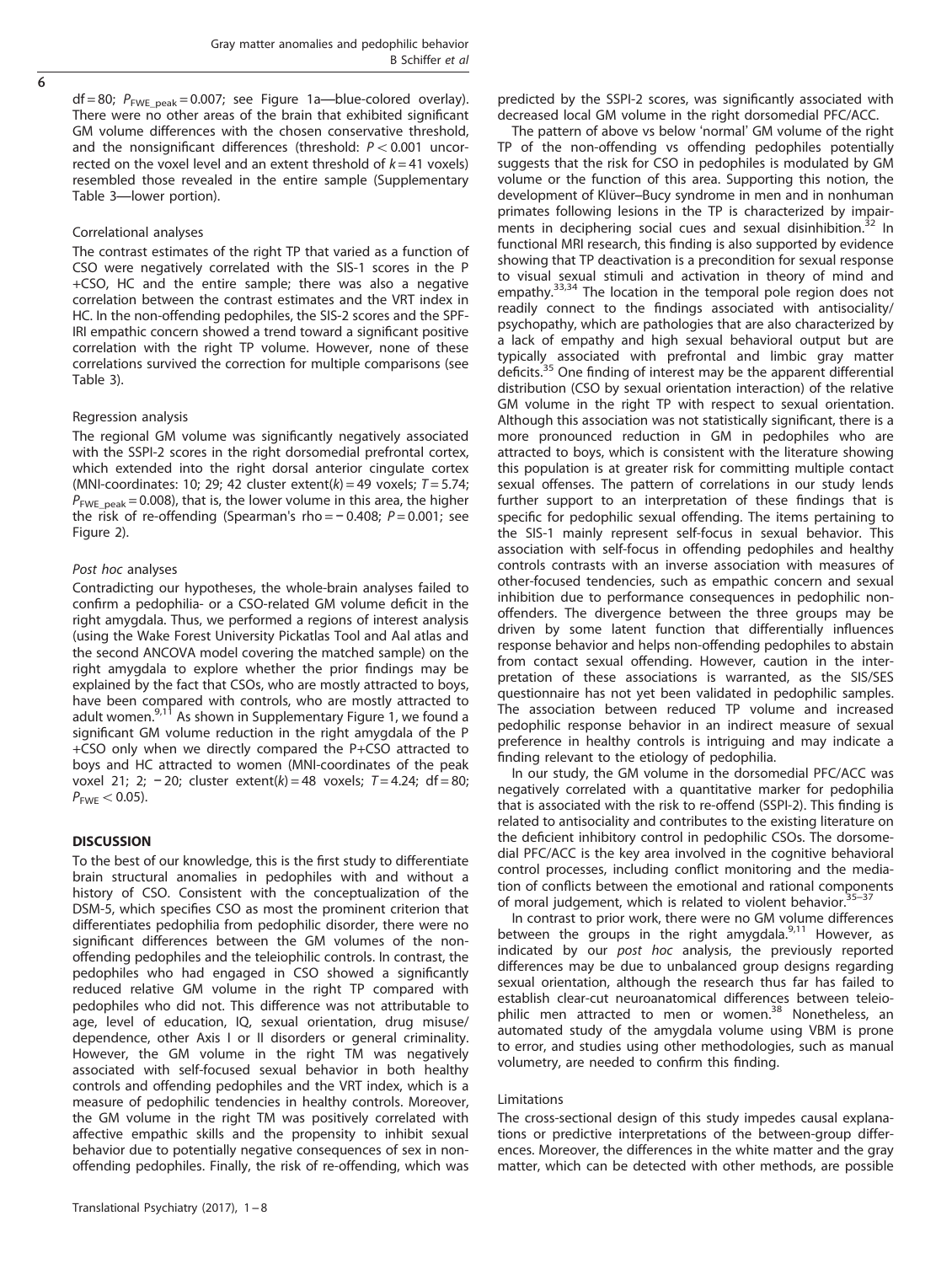df = 80; $P_{FWE\_peak} = 0.007$; see Figure 1a—blue-colored overlay). There were no other areas of the brain that exhibited significant GM volume differences with the chosen conservative threshold, and the nonsignificant differences (threshold: $P < 0.001$ uncorrected on the voxel level and an extent threshold of $k = 41$ voxels) resembled those revealed in the entire sample (Supplementary Table 3—lower portion).

### Correlational analyses

The contrast estimates of the right TP that varied as a function of CSO were negatively correlated with the SIS-1 scores in the P +CSO, HC and the entire sample; there was also a negative correlation between the contrast estimates and the VRT index in HC. In the non-offending pedophiles, the SIS-2 scores and the SPF-IRI empathic concern showed a trend toward a significant positive correlation with the right TP volume. However, none of these correlations survived the correction for multiple comparisons (see Table 3).

### Regression analysis

The regional GM volume was significantly negatively associated with the SSPI-2 scores in the right dorsomedial prefrontal cortex, which extended into the right dorsal anterior cingulate cortex (MNI-coordinates: 10; 29; 42 cluster extent($k$) = 49 voxels; $T = 5.74$; $P_{FWE\_peak} = 0.008$), that is, the lower volume in this area, the higher the risk of re-offending (Spearman's rho = −0.408; $P = 0.001$; see Figure 2).

### *Post hoc* analyses

Contradicting our hypotheses, the whole-brain analyses failed to confirm a pedophilia- or a CSO-related GM volume deficit in the right amygdala. Thus, we performed a regions of interest analysis (using the Wake Forest University Pickatlas Tool and Aal atlas and the second ANCOVA model covering the matched sample) on the right amygdala to explore whether the prior findings may be explained by the fact that CSOs, who are mostly attracted to boys, have been compared with controls, who are mostly attracted to adult women.[9,11] As shown in Supplementary Figure 1, we found a significant GM volume reduction in the right amygdala of the P +CSO only when we directly compared the P+CSO attracted to boys and HC attracted to women (MNI-coordinates of the peak voxel 21; 2; −20; cluster extent($k$) = 48 voxels; $T = 4.24$; df = 80; $P_{FWE} < 0.05$).

## DISCUSSION

To the best of our knowledge, this is the first study to differentiate brain structural anomalies in pedophiles with and without a history of CSO. Consistent with the conceptualization of the DSM-5, which specifies CSO as most the prominent criterion that differentiates pedophilia from pedophilic disorder, there were no significant differences between the GM volumes of the non-offending pedophiles and the teleiophilic controls. In contrast, the pedophiles who had engaged in CSO showed a significantly reduced relative GM volume in the right TP compared with pedophiles who did not. This difference was not attributable to age, level of education, IQ, sexual orientation, drug misuse/dependence, other Axis I or II disorders or general criminality. However, the GM volume in the right TM was negatively associated with self-focused sexual behavior in both healthy controls and offending pedophiles and the VRT index, which is a measure of pedophilic tendencies in healthy controls. Moreover, the GM volume in the right TM was positively correlated with affective empathic skills and the propensity to inhibit sexual behavior due to potentially negative consequences of sex in non-offending pedophiles. Finally, the risk of re-offending, which was predicted by the SSPI-2 scores, was significantly associated with decreased local GM volume in the right dorsomedial PFC/ACC.

The pattern of above vs below 'normal' GM volume of the right TP of the non-offending vs offending pedophiles potentially suggests that the risk for CSO in pedophiles is modulated by GM volume or the function of this area. Supporting this notion, the development of Klüver–Bucy syndrome in men and in nonhuman primates following lesions in the TP is characterized by impairments in deciphering social cues and sexual disinhibition.[32] In functional MRI research, this finding is also supported by evidence showing that TP deactivation is a precondition for sexual response to visual sexual stimuli and activation in theory of mind and empathy.[33,34] The location in the temporal pole region does not readily connect to the findings associated with antisociality/psychopathy, which are pathologies that are also characterized by a lack of empathy and high sexual behavioral output but are typically associated with prefrontal and limbic gray matter deficits.[35] One finding of interest may be the apparent differential distribution (CSO by sexual orientation interaction) of the relative GM volume in the right TP with respect to sexual orientation. Although this association was not statistically significant, there is a more pronounced reduction in GM in pedophiles who are attracted to boys, which is consistent with the literature showing this population is at greater risk for committing multiple contact sexual offenses. The pattern of correlations in our study lends further support to an interpretation of these findings that is specific for pedophilic sexual offending. The items pertaining to the SIS-1 mainly represent self-focus in sexual behavior. This association with self-focus in offending pedophiles and healthy controls contrasts with an inverse association with measures of other-focused tendencies, such as empathic concern and sexual inhibition due to performance consequences in pedophilic non-offenders. The divergence between the three groups may be driven by some latent function that differentially influences response behavior and helps non-offending pedophiles to abstain from contact sexual offending. However, caution in the interpretation of these associations is warranted, as the SIS/SES questionnaire has not yet been validated in pedophilic samples. The association between reduced TP volume and increased pedophilic response behavior in an indirect measure of sexual preference in healthy controls is intriguing and may indicate a finding relevant to the etiology of pedophilia.

In our study, the GM volume in the dorsomedial PFC/ACC was negatively correlated with a quantitative marker for pedophilia that is associated with the risk to re-offend (SSPI-2). This finding is related to antisociality and contributes to the existing literature on the deficient inhibitory control in pedophilic CSOs. The dorsomedial PFC/ACC is the key area involved in the cognitive behavioral control processes, including conflict monitoring and the mediation of conflicts between the emotional and rational components of moral judgement, which is related to violent behavior.[35–37]

In contrast to prior work, there were no GM volume differences between the groups in the right amygdala.[9,11] However, as indicated by our *post hoc* analysis, the previously reported differences may be due to unbalanced group designs regarding sexual orientation, although the research thus far has failed to establish clear-cut neuroanatomical differences between teleiophilic men attracted to men or women.[38] Nonetheless, an automated study of the amygdala volume using VBM is prone to error, and studies using other methodologies, such as manual volumetry, are needed to confirm this finding.

### Limitations

The cross-sectional design of this study impedes causal explanations or predictive interpretations of the between-group differences. Moreover, the differences in the white matter and the gray matter, which can be detected with other methods, are possible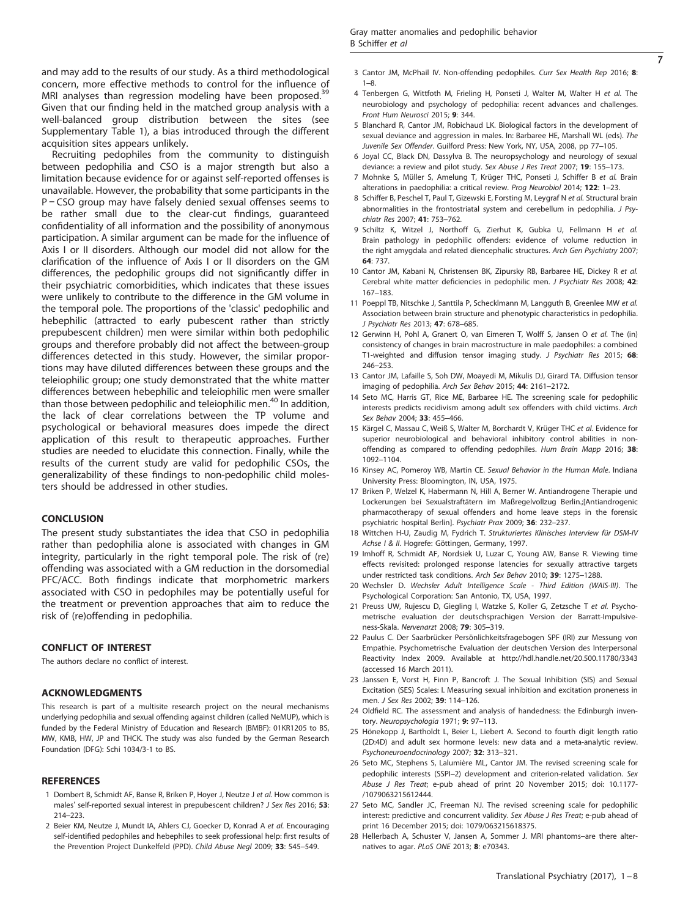and may add to the results of our study. As a third methodological concern, more effective methods to control for the influence of MRI analyses than regression modeling have been proposed.[39] Given that our finding held in the matched group analysis with a well-balanced group distribution between the sites (see Supplementary Table 1), a bias introduced through the different acquisition sites appears unlikely.

Recruiting pedophiles from the community to distinguish between pedophilia and CSO is a major strength but also a limitation because evidence for or against self-reported offenses is unavailable. However, the probability that some participants in the P − CSO group may have falsely denied sexual offenses seems to be rather small due to the clear-cut findings, guaranteed confidentiality of all information and the possibility of anonymous participation. A similar argument can be made for the influence of Axis I or II disorders. Although our model did not allow for the clarification of the influence of Axis I or II disorders on the GM differences, the pedophilic groups did not significantly differ in their psychiatric comorbidities, which indicates that these issues were unlikely to contribute to the difference in the GM volume in the temporal pole. The proportions of the 'classic' pedophilic and hebephilic (attracted to early pubescent rather than strictly prepubescent children) men were similar within both pedophilic groups and therefore probably did not affect the between-group differences detected in this study. However, the similar proportions may have diluted differences between these groups and the teleiophilic group; one study demonstrated that the white matter differences between hebephilic and teleiophilic men were smaller than those between pedophilic and teleiophilic men.[40] In addition, the lack of clear correlations between the TP volume and psychological or behavioral measures does impede the direct application of this result to therapeutic approaches. Further studies are needed to elucidate this connection. Finally, while the results of the current study are valid for pedophilic CSOs, the generalizability of these findings to non-pedophilic child molesters should be addressed in other studies.

## CONCLUSION

The present study substantiates the idea that CSO in pedophilia rather than pedophilia alone is associated with changes in GM integrity, particularly in the right temporal pole. The risk of (re) offending was associated with a GM reduction in the dorsomedial PFC/ACC. Both findings indicate that morphometric markers associated with CSO in pedophiles may be potentially useful for the treatment or prevention approaches that aim to reduce the risk of (re)offending in pedophilia.

## CONFLICT OF INTEREST

The authors declare no conflict of interest.

## ACKNOWLEDGMENTS

This research is part of a multisite research project on the neural mechanisms underlying pedophilia and sexual offending against children (called NeMUP), which is funded by the Federal Ministry of Education and Research (BMBF): 01KR1205 to BS, MW, KMB, HW, JP and THCK. The study was also funded by the German Research Foundation (DFG): Schi 1034/3-1 to BS.

## REFERENCES

1. Dombert B, Schmidt AF, Banse R, Briken P, Hoyer J, Neutze J *et al.* How common is males' self-reported sexual interest in prepubescent children? *J Sex Res* 2016; **53**: 214–223.
2. Beier KM, Neutze J, Mundt IA, Ahlers CJ, Goecker D, Konrad A *et al.* Encouraging self-identified pedophiles and hebephiles to seek professional help: first results of the Prevention Project Dunkelfeld (PPD). *Child Abuse Negl* 2009; **33**: 545–549.
3. Cantor JM, McPhail IV. Non-offending pedophiles. *Curr Sex Health Rep* 2016; **8**: 1–8.
4. Tenbergen G, Wittfoth M, Frieling H, Ponseti J, Walter M, Walter H *et al.* The neurobiology and psychology of pedophilia: recent advances and challenges. *Front Hum Neurosci* 2015; **9**: 344.
5. Blanchard R, Cantor JM, Robichaud LK. Biological factors in the development of sexual deviance and aggression in males. In: Barbaree HE, Marshall WL (eds). *The Juvenile Sex Offender*. Guilford Press: New York, NY, USA, 2008, pp 77–105.
6. Joyal CC, Black DN, Dassylva B. The neuropsychology and neurology of sexual deviance: a review and pilot study. *Sex Abuse J Res Treat* 2007; **19**: 155–173.
7. Mohnke S, Müller S, Amelung T, Krüger THC, Ponseti J, Schiffer B *et al.* Brain alterations in paedophilia: a critical review. *Prog Neurobiol* 2014; **122**: 1–23.
8. Schiffer B, Peschel T, Paul T, Gizewski E, Forsting M, Leygraf N *et al.* Structural brain abnormalities in the frontostriatal system and cerebellum in pedophilia. *J Psychiatr Res* 2007; **41**: 753–762.
9. Schiltz K, Witzel J, Northoff G, Zierhut K, Gubka U, Fellmann H *et al.* Brain pathology in pedophilic offenders: evidence of volume reduction in the right amygdala and related diencephalic structures. *Arch Gen Psychiatry* 2007; **64**: 737.
10. Cantor JM, Kabani N, Christensen BK, Zipursky RB, Barbaree HE, Dickey R *et al.* Cerebral white matter deficiencies in pedophilic men. *J Psychiatr Res* 2008; **42**: 167–183.
11. Poeppl TB, Nitschke J, Santtila P, Schecklmann M, Langguth B, Greenlee MW *et al.* Association between brain structure and phenotypic characteristics in pedophilia. *J Psychiatr Res* 2013; **47**: 678–685.
12. Gerwinn H, Pohl A, Granert O, van Eimeren T, Wolff S, Jansen O *et al.* The (in) consistency of changes in brain macrostructure in male paedophiles: a combined T1-weighted and diffusion tensor imaging study. *J Psychiatr Res* 2015; **68**: 246–253.
13. Cantor JM, Lafaille S, Soh DW, Moayedi M, Mikulis DJ, Girard TA. Diffusion tensor imaging of pedophilia. *Arch Sex Behav* 2015; **44**: 2161–2172.
14. Seto MC, Harris GT, Rice ME, Barbaree HE. The screening scale for pedophilic interests predicts recidivism among adult sex offenders with child victims. *Arch Sex Behav* 2004; **33**: 455–466.
15. Kärgel C, Massau C, Weiß S, Walter M, Borchardt V, Krüger THC *et al.* Evidence for superior neurobiological and behavioral inhibitory control abilities in non-offending as compared to offending pedophiles. *Hum Brain Mapp* 2016; **38**: 1092–1104.
16. Kinsey AC, Pomeroy WB, Martin CE. *Sexual Behavior in the Human Male*. Indiana University Press: Bloomington, IN, USA, 1975.
17. Briken P, Welzel K, Habermann N, Hill A, Berner W. Antiandrogene Therapie und Lockerungen bei Sexualstraftätern im Maßregelvollzug Berlin.;[Antiandrogenic pharmacotherapy of sexual offenders and home leave steps in the forensic psychiatric hospital Berlin]. *Psychiatr Prax* 2009; **36**: 232–237.
18. Wittchen H-U, Zaudig M, Fydrich T. *Strukturiertes Klinisches Interview für DSM-IV Achse I & II*. Hogrefe: Göttingen, Germany, 1997.
19. Imhoff R, Schmidt AF, Nordsiek U, Luzar C, Young AW, Banse R. Viewing time effects revisited: prolonged response latencies for sexually attractive targets under restricted task conditions. *Arch Sex Behav* 2010; **39**: 1275–1288.
20. Wechsler D. *Wechsler Adult Intelligence Scale - Third Edition (WAIS-III)*. The Psychological Corporation: San Antonio, TX, USA, 1997.
21. Preuss UW, Rujescu D, Giegling I, Watzke S, Koller G, Zetzsche T *et al.* Psychometrische evaluation der deutschsprachigen Version der Barratt-Impulsiveness-Skala. *Nervenarzt* 2008; **79**: 305–319.
22. Paulus C. Der Saarbrücker Persönlichkeitsfragebogen SPF (IRI) zur Messung von Empathie. Psychometrische Evaluation der deutschen Version des Interpersonal Reactivity Index 2009. Available at http://hdl.handle.net/20.500.11780/3343 (accessed 16 March 2011).
23. Janssen E, Vorst H, Finn P, Bancroft J. The Sexual Inhibition (SIS) and Sexual Excitation (SES) Scales: I. Measuring sexual inhibition and excitation proneness in men. *J Sex Res* 2002; **39**: 114–126.
24. Oldfield RC. The assessment and analysis of handedness: the Edinburgh inventory. *Neuropsychologia* 1971; **9**: 97–113.
25. Hönekopp J, Bartholdt L, Beier L, Liebert A. Second to fourth digit length ratio (2D:4D) and adult sex hormone levels: new data and a meta-analytic review. *Psychoneuroendocrinology* 2007; **32**: 313–321.
26. Seto MC, Stephens S, Lalumière ML, Cantor JM. The revised screening scale for pedophilic interests (SSPI–2) development and criterion-related validation. *Sex Abuse J Res Treat*; e-pub ahead of print 20 November 2015; doi: 10.1177-/1079063215612444.
27. Seto MC, Sandler JC, Freeman NJ. The revised screening scale for pedophilic interest: predictive and concurrent validity. *Sex Abuse J Res Treat*; e-pub ahead of print 16 December 2015; doi: 1079/063215618375.
28. Hellerbach A, Schuster V, Jansen A, Sommer J. MRI phantoms–are there alternatives to agar. *PLoS ONE* 2013; **8**: e70343.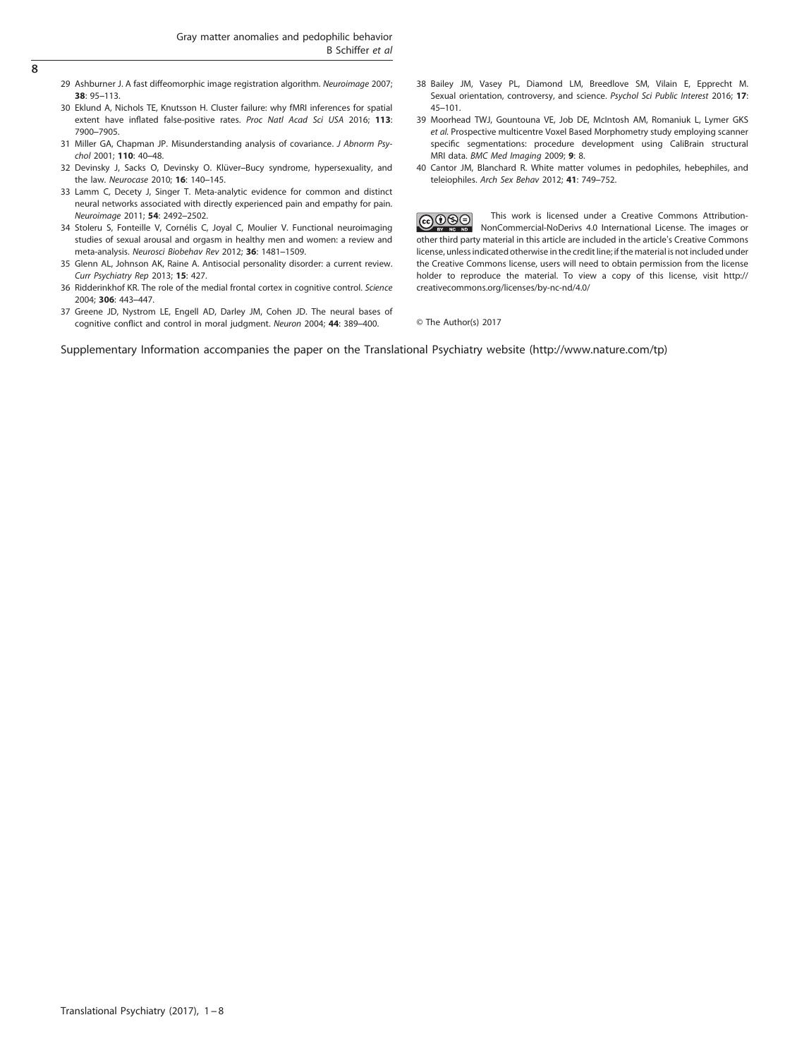29 Ashburner J. A fast diffeomorphic image registration algorithm. *Neuroimage* 2007; **38**: 95–113.

30 Eklund A, Nichols TE, Knutsson H. Cluster failure: why fMRI inferences for spatial extent have inflated false-positive rates. *Proc Natl Acad Sci USA* 2016; **113**: 7900–7905.

31 Miller GA, Chapman JP. Misunderstanding analysis of covariance. *J Abnorm Psychol* 2001; **110**: 40–48.

32 Devinsky J, Sacks O, Devinsky O. Klüver–Bucy syndrome, hypersexuality, and the law. *Neurocase* 2010; **16**: 140–145.

33 Lamm C, Decety J, Singer T. Meta-analytic evidence for common and distinct neural networks associated with directly experienced pain and empathy for pain. *Neuroimage* 2011; **54**: 2492–2502.

34 Stoleru S, Fonteille V, Cornélis C, Joyal C, Moulier V. Functional neuroimaging studies of sexual arousal and orgasm in healthy men and women: a review and meta-analysis. *Neurosci Biobehav Rev* 2012; **36**: 1481–1509.

35 Glenn AL, Johnson AK, Raine A. Antisocial personality disorder: a current review. *Curr Psychiatry Rep* 2013; **15**: 427.

36 Ridderinkhof KR. The role of the medial frontal cortex in cognitive control. *Science* 2004; **306**: 443–447.

37 Greene JD, Nystrom LE, Engell AD, Darley JM, Cohen JD. The neural bases of cognitive conflict and control in moral judgment. *Neuron* 2004; **44**: 389–400.

38 Bailey JM, Vasey PL, Diamond LM, Breedlove SM, Vilain E, Epprecht M. Sexual orientation, controversy, and science. *Psychol Sci Public Interest* 2016; **17**: 45–101.

39 Moorhead TWJ, Gountouna VE, Job DE, McIntosh AM, Romaniuk L, Lymer GKS *et al*. Prospective multicentre Voxel Based Morphometry study employing scanner specific segmentations: procedure development using CaliBrain structural MRI data. *BMC Med Imaging* 2009; **9**: 8.

40 Cantor JM, Blanchard R. White matter volumes in pedophiles, hebephiles, and teleiophiles. *Arch Sex Behav* 2012; **41**: 749–752.

This work is licensed under a Creative Commons Attribution-NonCommercial-NoDerivs 4.0 International License. The images or other third party material in this article are included in the article's Creative Commons license, unless indicated otherwise in the credit line; if the material is not included under the Creative Commons license, users will need to obtain permission from the license holder to reproduce the material. To view a copy of this license, visit http://creativecommons.org/licenses/by-nc-nd/4.0/

© The Author(s) 2017

Supplementary Information accompanies the paper on the Translational Psychiatry website (http://www.nature.com/tp)